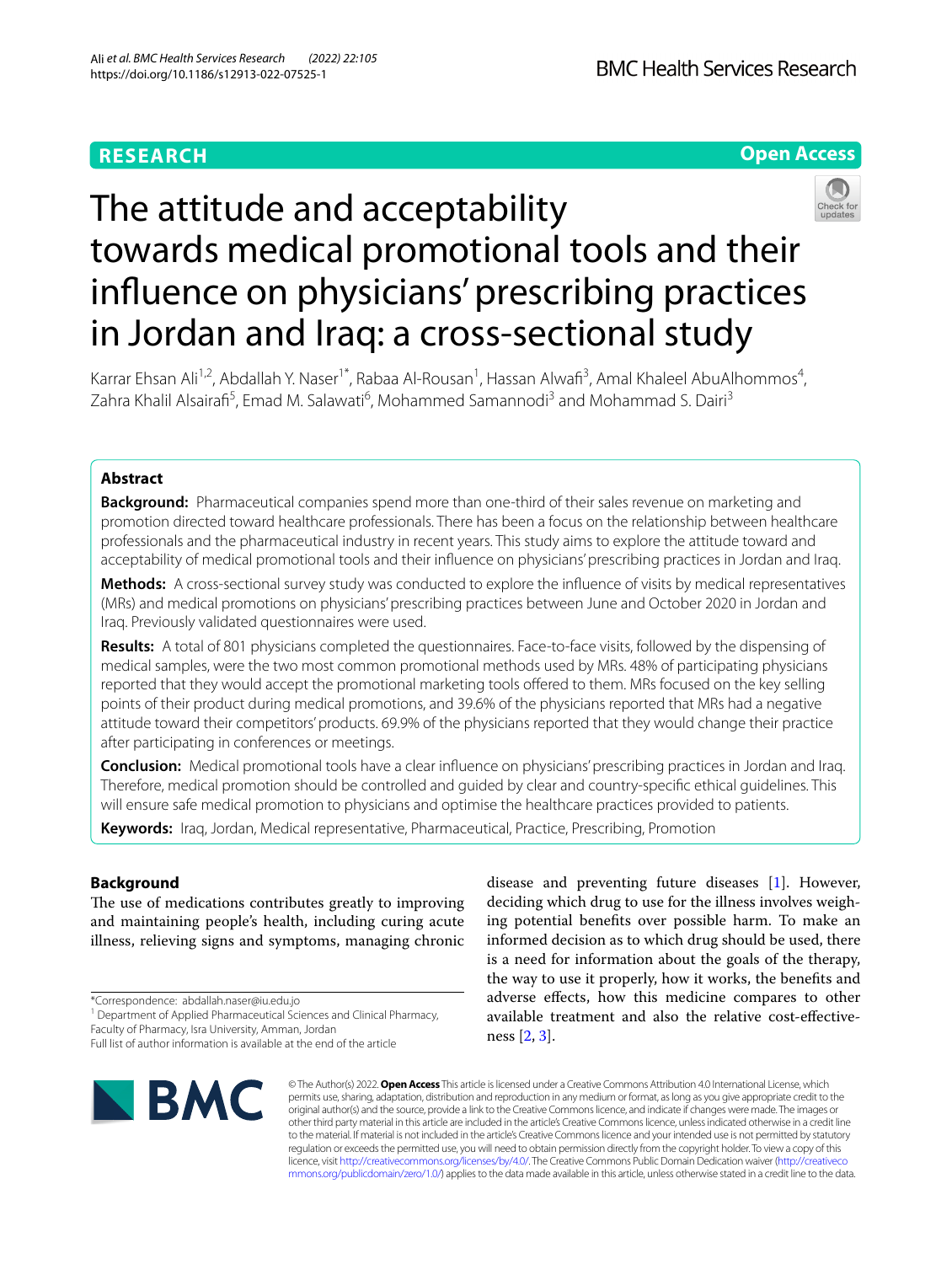# The attitude and acceptability towards medical promotional tools and their influence on physicians' prescribing practices in Jordan and Iraq: a cross-sectional study

Karrar Ehsan Ali[1,2], Abdallah Y. Naser[1*], Rabaa Al-Rousan[1], Hassan Alwafi[3], Amal Khaleel AbuAlhommos[4], Zahra Khalil Alsairafi[5], Emad M. Salawati[6], Mohammed Samannodi[3] and Mohammad S. Dairi[3]

## Abstract

**Background:** Pharmaceutical companies spend more than one-third of their sales revenue on marketing and promotion directed toward healthcare professionals. There has been a focus on the relationship between healthcare professionals and the pharmaceutical industry in recent years. This study aims to explore the attitude toward and acceptability of medical promotional tools and their influence on physicians' prescribing practices in Jordan and Iraq.

**Methods:** A cross-sectional survey study was conducted to explore the influence of visits by medical representatives (MRs) and medical promotions on physicians' prescribing practices between June and October 2020 in Jordan and Iraq. Previously validated questionnaires were used.

**Results:** A total of 801 physicians completed the questionnaires. Face-to-face visits, followed by the dispensing of medical samples, were the two most common promotional methods used by MRs. 48% of participating physicians reported that they would accept the promotional marketing tools offered to them. MRs focused on the key selling points of their product during medical promotions, and 39.6% of the physicians reported that MRs had a negative attitude toward their competitors' products. 69.9% of the physicians reported that they would change their practice after participating in conferences or meetings.

**Conclusion:** Medical promotional tools have a clear influence on physicians' prescribing practices in Jordan and Iraq. Therefore, medical promotion should be controlled and guided by clear and country-specific ethical guidelines. This will ensure safe medical promotion to physicians and optimise the healthcare practices provided to patients.

**Keywords:** Iraq, Jordan, Medical representative, Pharmaceutical, Practice, Prescribing, Promotion

## Background

The use of medications contributes greatly to improving and maintaining people's health, including curing acute illness, relieving signs and symptoms, managing chronic disease and preventing future diseases [1]. However, deciding which drug to use for the illness involves weighing potential benefits over possible harm. To make an informed decision as to which drug should be used, there is a need for information about the goals of the therapy, the way to use it properly, how it works, the benefits and adverse effects, how this medicine compares to other available treatment and also the relative cost-effectiveness [2, 3].

*Correspondence: abdallah.naser@iu.edu.jo

[1] Department of Applied Pharmaceutical Sciences and Clinical Pharmacy, Faculty of Pharmacy, Isra University, Amman, Jordan

Full list of author information is available at the end of the article

© The Author(s) 2022. **Open Access** This article is licensed under a Creative Commons Attribution 4.0 International License, which permits use, sharing, adaptation, distribution and reproduction in any medium or format, as long as you give appropriate credit to the original author(s) and the source, provide a link to the Creative Commons licence, and indicate if changes were made. The images or other third party material in this article are included in the article's Creative Commons licence, unless indicated otherwise in a credit line to the material. If material is not included in the article's Creative Commons licence and your intended use is not permitted by statutory regulation or exceeds the permitted use, you will need to obtain permission directly from the copyright holder. To view a copy of this licence, visit http://creativecommons.org/licenses/by/4.0/. The Creative Commons Public Domain Dedication waiver (http://creativecommons.org/publicdomain/zero/1.0/) applies to the data made available in this article, unless otherwise stated in a credit line to the data.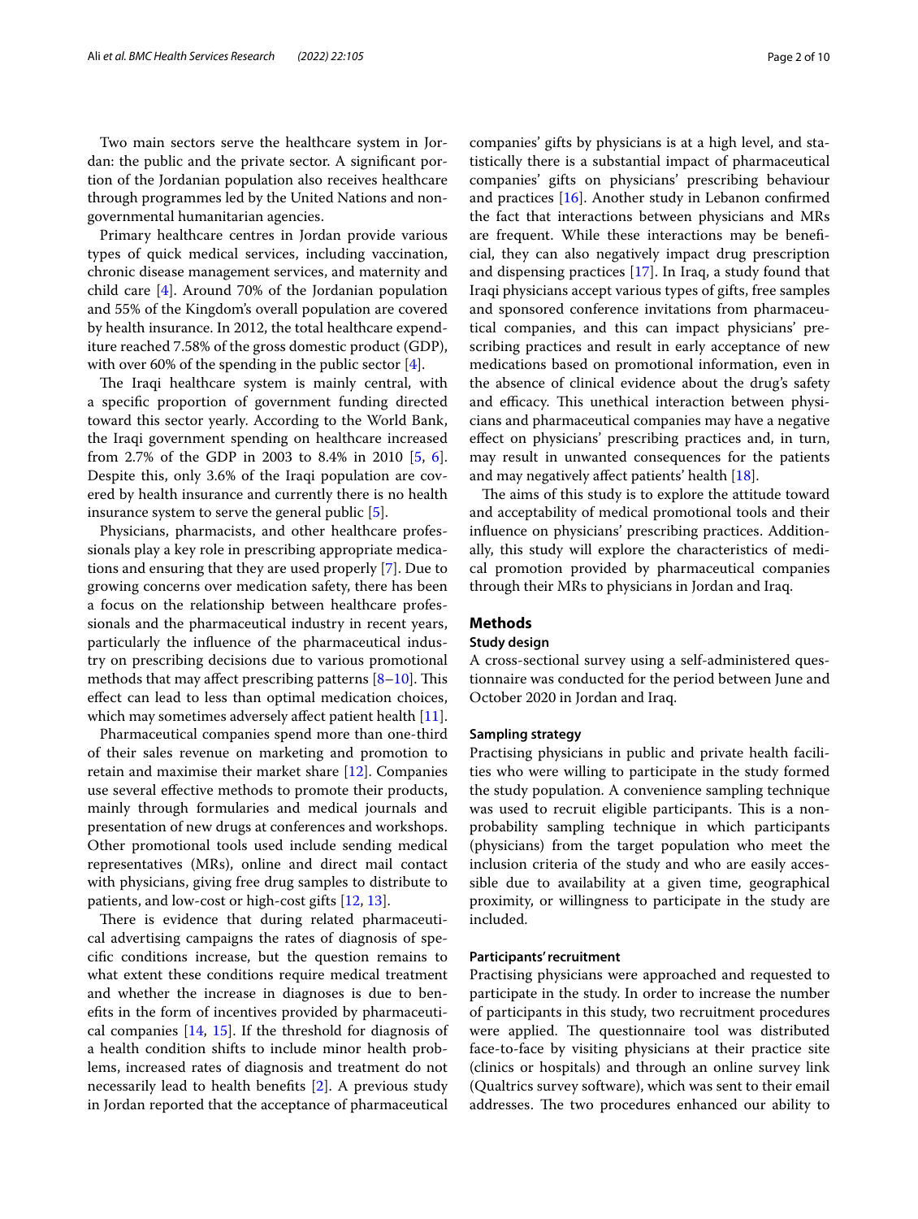Two main sectors serve the healthcare system in Jordan: the public and the private sector. A significant portion of the Jordanian population also receives healthcare through programmes led by the United Nations and non-governmental humanitarian agencies.

Primary healthcare centres in Jordan provide various types of quick medical services, including vaccination, chronic disease management services, and maternity and child care [4]. Around 70% of the Jordanian population and 55% of the Kingdom's overall population are covered by health insurance. In 2012, the total healthcare expenditure reached 7.58% of the gross domestic product (GDP), with over 60% of the spending in the public sector [4].

The Iraqi healthcare system is mainly central, with a specific proportion of government funding directed toward this sector yearly. According to the World Bank, the Iraqi government spending on healthcare increased from 2.7% of the GDP in 2003 to 8.4% in 2010 [5, 6]. Despite this, only 3.6% of the Iraqi population are covered by health insurance and currently there is no health insurance system to serve the general public [5].

Physicians, pharmacists, and other healthcare professionals play a key role in prescribing appropriate medications and ensuring that they are used properly [7]. Due to growing concerns over medication safety, there has been a focus on the relationship between healthcare professionals and the pharmaceutical industry in recent years, particularly the influence of the pharmaceutical industry on prescribing decisions due to various promotional methods that may affect prescribing patterns [8–10]. This effect can lead to less than optimal medication choices, which may sometimes adversely affect patient health [11].

Pharmaceutical companies spend more than one-third of their sales revenue on marketing and promotion to retain and maximise their market share [12]. Companies use several effective methods to promote their products, mainly through formularies and medical journals and presentation of new drugs at conferences and workshops. Other promotional tools used include sending medical representatives (MRs), online and direct mail contact with physicians, giving free drug samples to distribute to patients, and low-cost or high-cost gifts [12, 13].

There is evidence that during related pharmaceutical advertising campaigns the rates of diagnosis of specific conditions increase, but the question remains to what extent these conditions require medical treatment and whether the increase in diagnoses is due to benefits in the form of incentives provided by pharmaceutical companies [14, 15]. If the threshold for diagnosis of a health condition shifts to include minor health problems, increased rates of diagnosis and treatment do not necessarily lead to health benefits [2]. A previous study in Jordan reported that the acceptance of pharmaceutical companies' gifts by physicians is at a high level, and statistically there is a substantial impact of pharmaceutical companies' gifts on physicians' prescribing behaviour and practices [16]. Another study in Lebanon confirmed the fact that interactions between physicians and MRs are frequent. While these interactions may be beneficial, they can also negatively impact drug prescription and dispensing practices [17]. In Iraq, a study found that Iraqi physicians accept various types of gifts, free samples and sponsored conference invitations from pharmaceutical companies, and this can impact physicians' prescribing practices and result in early acceptance of new medications based on promotional information, even in the absence of clinical evidence about the drug's safety and efficacy. This unethical interaction between physicians and pharmaceutical companies may have a negative effect on physicians' prescribing practices and, in turn, may result in unwanted consequences for the patients and may negatively affect patients' health [18].

The aims of this study is to explore the attitude toward and acceptability of medical promotional tools and their influence on physicians' prescribing practices. Additionally, this study will explore the characteristics of medical promotion provided by pharmaceutical companies through their MRs to physicians in Jordan and Iraq.

## Methods

### Study design

A cross-sectional survey using a self-administered questionnaire was conducted for the period between June and October 2020 in Jordan and Iraq.

### Sampling strategy

Practising physicians in public and private health facilities who were willing to participate in the study formed the study population. A convenience sampling technique was used to recruit eligible participants. This is a non-probability sampling technique in which participants (physicians) from the target population who meet the inclusion criteria of the study and who are easily accessible due to availability at a given time, geographical proximity, or willingness to participate in the study are included.

### Participants' recruitment

Practising physicians were approached and requested to participate in the study. In order to increase the number of participants in this study, two recruitment procedures were applied. The questionnaire tool was distributed face-to-face by visiting physicians at their practice site (clinics or hospitals) and through an online survey link (Qualtrics survey software), which was sent to their email addresses. The two procedures enhanced our ability to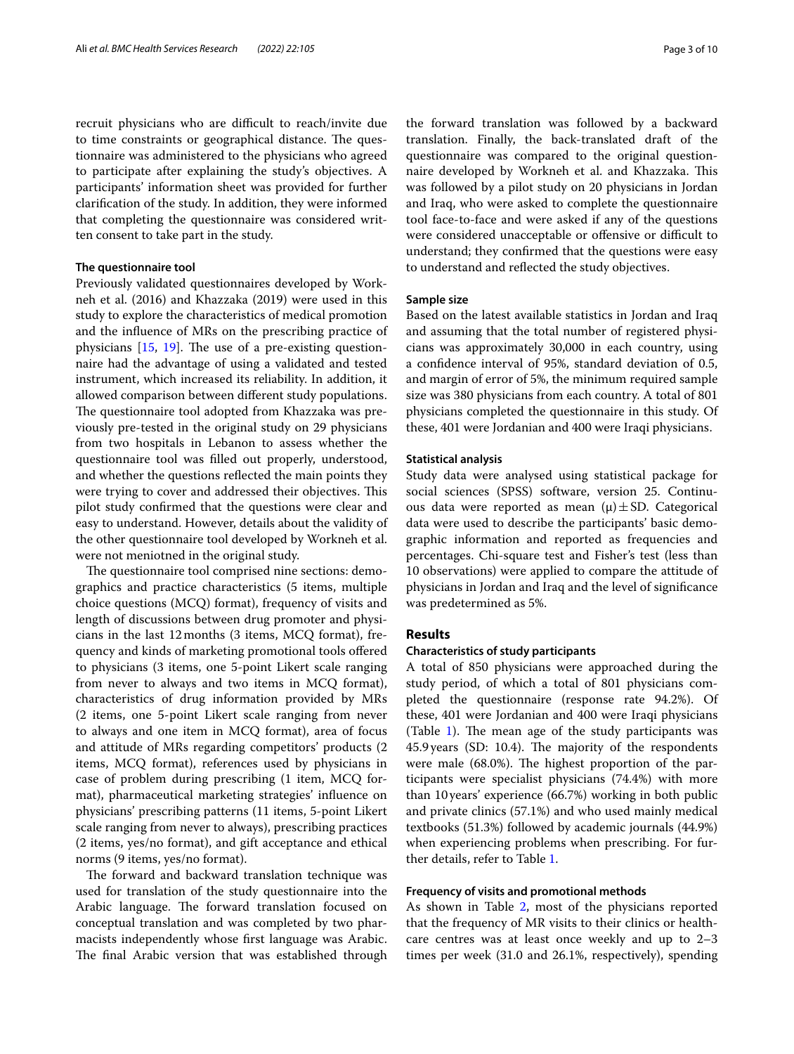recruit physicians who are difficult to reach/invite due to time constraints or geographical distance. The questionnaire was administered to the physicians who agreed to participate after explaining the study's objectives. A participants' information sheet was provided for further clarification of the study. In addition, they were informed that completing the questionnaire was considered written consent to take part in the study.

#### The questionnaire tool

Previously validated questionnaires developed by Workneh et al. (2016) and Khazzaka (2019) were used in this study to explore the characteristics of medical promotion and the influence of MRs on the prescribing practice of physicians [15, 19]. The use of a pre-existing questionnaire had the advantage of using a validated and tested instrument, which increased its reliability. In addition, it allowed comparison between different study populations. The questionnaire tool adopted from Khazzaka was previously pre-tested in the original study on 29 physicians from two hospitals in Lebanon to assess whether the questionnaire tool was filled out properly, understood, and whether the questions reflected the main points they were trying to cover and addressed their objectives. This pilot study confirmed that the questions were clear and easy to understand. However, details about the validity of the other questionnaire tool developed by Workneh et al. were not meniotned in the original study.

The questionnaire tool comprised nine sections: demographics and practice characteristics (5 items, multiple choice questions (MCQ) format), frequency of visits and length of discussions between drug promoter and physicians in the last 12 months (3 items, MCQ format), frequency and kinds of marketing promotional tools offered to physicians (3 items, one 5-point Likert scale ranging from never to always and two items in MCQ format), characteristics of drug information provided by MRs (2 items, one 5-point Likert scale ranging from never to always and one item in MCQ format), area of focus and attitude of MRs regarding competitors' products (2 items, MCQ format), references used by physicians in case of problem during prescribing (1 item, MCQ format), pharmaceutical marketing strategies' influence on physicians' prescribing patterns (11 items, 5-point Likert scale ranging from never to always), prescribing practices (2 items, yes/no format), and gift acceptance and ethical norms (9 items, yes/no format).

The forward and backward translation technique was used for translation of the study questionnaire into the Arabic language. The forward translation focused on conceptual translation and was completed by two pharmacists independently whose first language was Arabic. The final Arabic version that was established through the forward translation was followed by a backward translation. Finally, the back-translated draft of the questionnaire was compared to the original questionnaire developed by Workneh et al. and Khazzaka. This was followed by a pilot study on 20 physicians in Jordan and Iraq, who were asked to complete the questionnaire tool face-to-face and were asked if any of the questions were considered unacceptable or offensive or difficult to understand; they confirmed that the questions were easy to understand and reflected the study objectives.

#### Sample size

Based on the latest available statistics in Jordan and Iraq and assuming that the total number of registered physicians was approximately 30,000 in each country, using a confidence interval of 95%, standard deviation of 0.5, and margin of error of 5%, the minimum required sample size was 380 physicians from each country. A total of 801 physicians completed the questionnaire in this study. Of these, 401 were Jordanian and 400 were Iraqi physicians.

#### Statistical analysis

Study data were analysed using statistical package for social sciences (SPSS) software, version 25. Continuous data were reported as mean ($\mu$) ± SD. Categorical data were used to describe the participants' basic demographic information and reported as frequencies and percentages. Chi-square test and Fisher's test (less than 10 observations) were applied to compare the attitude of physicians in Jordan and Iraq and the level of significance was predetermined as 5%.

## Results

#### Characteristics of study participants

A total of 850 physicians were approached during the study period, of which a total of 801 physicians completed the questionnaire (response rate 94.2%). Of these, 401 were Jordanian and 400 were Iraqi physicians (Table 1). The mean age of the study participants was 45.9 years (SD: 10.4). The majority of the respondents were male (68.0%). The highest proportion of the participants were specialist physicians (74.4%) with more than 10 years' experience (66.7%) working in both public and private clinics (57.1%) and who used mainly medical textbooks (51.3%) followed by academic journals (44.9%) when experiencing problems when prescribing. For further details, refer to Table 1.

#### Frequency of visits and promotional methods

As shown in Table 2, most of the physicians reported that the frequency of MR visits to their clinics or healthcare centres was at least once weekly and up to 2–3 times per week (31.0 and 26.1%, respectively), spending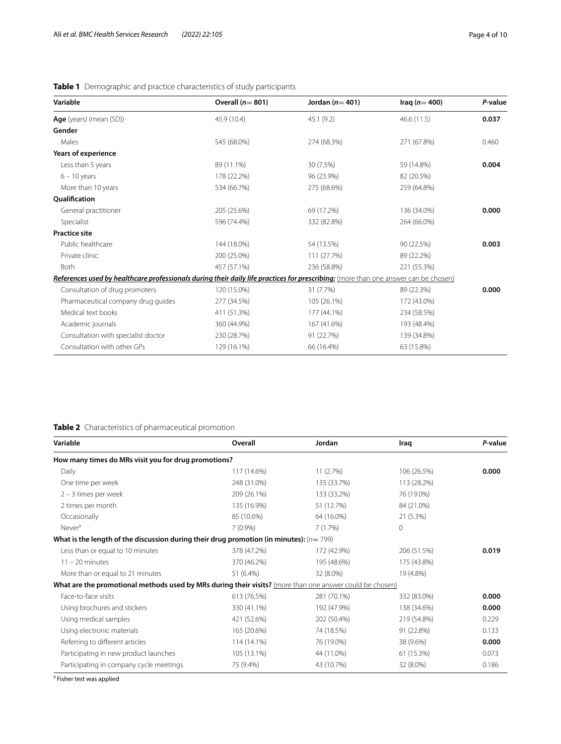**Table 1** Demographic and practice characteristics of study participants

| Variable | Overall (*n* = 801) | Jordan (*n* = 401) | Iraq (*n* = 400) | *P*-value |
|---|---|---|---|---|
| **Age** (years) (mean (SD)) | 45.9 (10.4) | 45.1 (9.2) | 46.6 (11.5) | **0.037** |
| **Gender** | | | | |
| Males | 545 (68.0%) | 274 (68.3%) | 271 (67.8%) | 0.460 |
| **Years of experience** | | | | |
| Less than 5 years | 89 (11.1%) | 30 (7.5%) | 59 (14.8%) | **0.004** |
| 6 – 10 years | 178 (22.2%) | 96 (23.9%) | 82 (20.5%) | |
| More than 10 years | 534 (66.7%) | 275 (68.6%) | 259 (64.8%) | |
| **Qualification** | | | | |
| General practitioner | 205 (25.6%) | 69 (17.2%) | 136 (34.0%) | **0.000** |
| Specialist | 596 (74.4%) | 332 (82.8%) | 264 (66.0%) | |
| **Practice site** | | | | |
| Public healthcare | 144 (18.0%) | 54 (13.5%) | 90 (22.5%) | **0.003** |
| Private clinic | 200 (25.0%) | 111 (27.7%) | 89 (22.2%) | |
| Both | 457 (57.1%) | 236 (58.8%) | 221 (55.3%) | |
| ***References used by healthcare professionals during their daily life practices for prescribing:*** (more than one answer can be chosen) | | | | |
| Consultation of drug promoters | 120 (15.0%) | 31 (7.7%) | 89 (22.3%) | **0.000** |
| Pharmaceutical company drug guides | 277 (34.5%) | 105 (26.1%) | 172 (43.0%) | |
| Medical text books | 411 (51.3%) | 177 (44.1%) | 234 (58.5%) | |
| Academic journals | 360 (44.9%) | 167 (41.6%) | 193 (48.4%) | |
| Consultation with specialist doctor | 230 (28.7%) | 91 (22.7%) | 139 (34.8%) | |
| Consultation with other GPs | 129 (16.1%) | 66 (16.4%) | 63 (15.8%) | |

**Table 2** Characteristics of pharmaceutical promotion

| Variable | Overall | Jordan | Iraq | *P*-value |
|---|---|---|---|---|
| **How many times do MRs visit you for drug promotions?** | | | | |
| Daily | 117 (14.6%) | 11 (2.7%) | 106 (26.5%) | **0.000** |
| One time per week | 248 (31.0%) | 135 (33.7%) | 113 (28.2%) | |
| 2 – 3 times per week | 209 (26.1%) | 133 (33.2%) | 76 (19.0%) | |
| 2 times per month | 135 (16.9%) | 51 (12.7%) | 84 (21.0%) | |
| Occasionally | 85 (10.6%) | 64 (16.0%) | 21 (5.3%) | |
| Never[a] | 7 (0.9%) | 7 (1.7%) | 0 | |
| **What is the length of the discussion during their drug promotion (in minutes):** (*n* = 799) | | | | |
| Less than or equal to 10 minutes | 378 (47.2%) | 172 (42.9%) | 206 (51.5%) | **0.019** |
| 11 – 20 minutes | 370 (46.2%) | 195 (48.6%) | 175 (43.8%) | |
| More than or equal to 21 minutes | 51 (6.4%) | 32 (8.0%) | 19 (4.8%) | |
| **What are the promotional methods used by MRs during their visits?** (more than one answer could be chosen) | | | | |
| Face-to-face visits | 613 (76.5%) | 281 (70.1%) | 332 (83.0%) | **0.000** |
| Using brochures and stickers | 330 (41.1%) | 192 (47.9%) | 138 (34.6%) | **0.000** |
| Using medical samples | 421 (52.6%) | 202 (50.4%) | 219 (54.8%) | 0.229 |
| Using electronic materials | 165 (20.6%) | 74 (18.5%) | 91 (22.8%) | 0.133 |
| Referring to different articles | 114 (14.1%) | 76 (19.0%) | 38 (9.6%) | **0.000** |
| Participating in new product launches | 105 (13.1%) | 44 (11.0%) | 61 (15.3%) | 0.073 |
| Participating in company cycle meetings | 75 (9.4%) | 43 (10.7%) | 32 (8.0%) | 0.186 |

[a] Fisher test was applied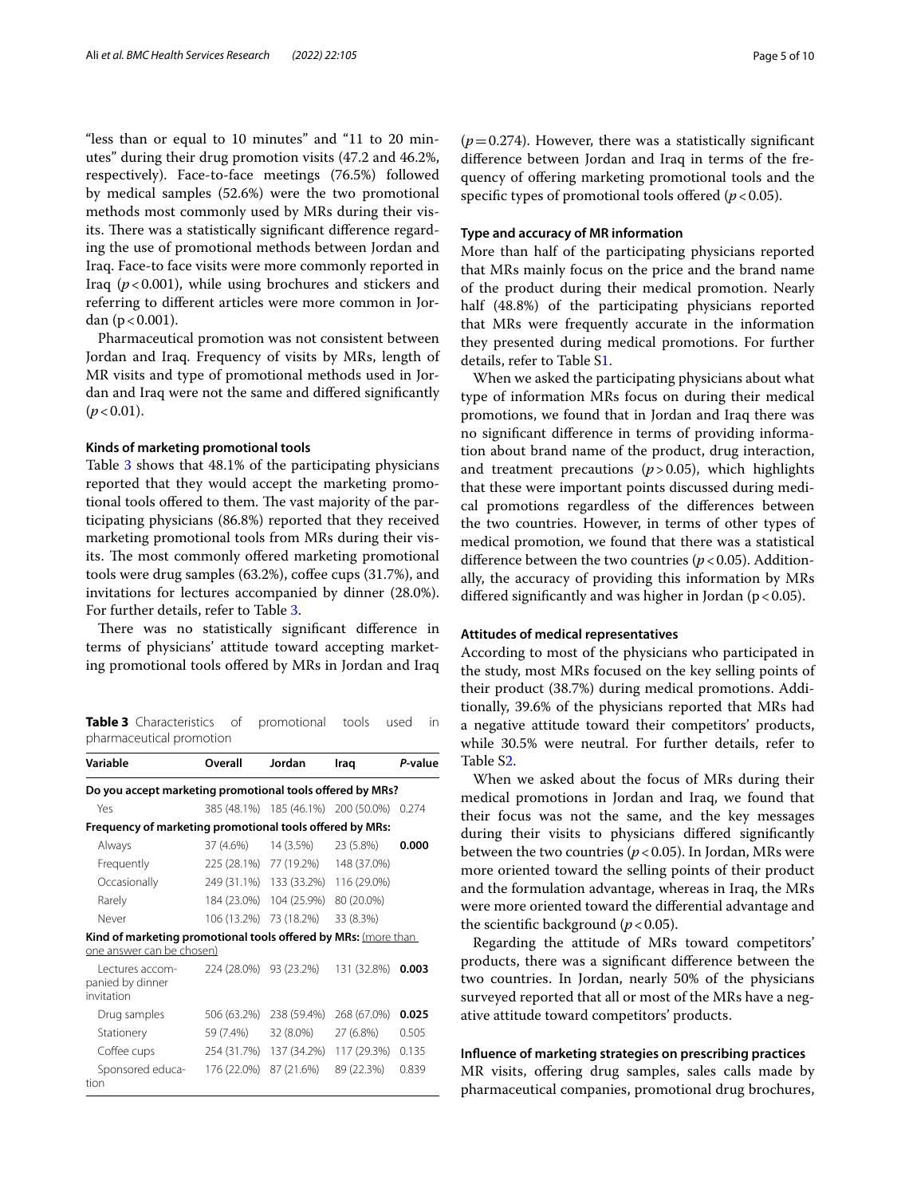"less than or equal to 10 minutes" and "11 to 20 minutes" during their drug promotion visits (47.2 and 46.2%, respectively). Face-to-face meetings (76.5%) followed by medical samples (52.6%) were the two promotional methods most commonly used by MRs during their visits. There was a statistically significant difference regarding the use of promotional methods between Jordan and Iraq. Face-to face visits were more commonly reported in Iraq ($p < 0.001$), while using brochures and stickers and referring to different articles were more common in Jordan ($p < 0.001$).

Pharmaceutical promotion was not consistent between Jordan and Iraq. Frequency of visits by MRs, length of MR visits and type of promotional methods used in Jordan and Iraq were not the same and differed significantly ($p < 0.01$).

#### Kinds of marketing promotional tools

Table 3 shows that 48.1% of the participating physicians reported that they would accept the marketing promotional tools offered to them. The vast majority of the participating physicians (86.8%) reported that they received marketing promotional tools from MRs during their visits. The most commonly offered marketing promotional tools were drug samples (63.2%), coffee cups (31.7%), and invitations for lectures accompanied by dinner (28.0%). For further details, refer to Table 3.

There was no statistically significant difference in terms of physicians' attitude toward accepting marketing promotional tools offered by MRs in Jordan and Iraq ($p = 0.274$). However, there was a statistically significant difference between Jordan and Iraq in terms of the frequency of offering marketing promotional tools and the specific types of promotional tools offered ($p < 0.05$).

**Table 3** Characteristics of promotional tools used in pharmaceutical promotion

| Variable | Overall | Jordan | Iraq | *P*-value |
|---|---|---|---|---|
| **Do you accept marketing promotional tools offered by MRs?** | | | | |
| Yes | 385 (48.1%) | 185 (46.1%) | 200 (50.0%) | 0.274 |
| **Frequency of marketing promotional tools offered by MRs:** | | | | |
| Always | 37 (4.6%) | 14 (3.5%) | 23 (5.8%) | **0.000** |
| Frequently | 225 (28.1%) | 77 (19.2%) | 148 (37.0%) | |
| Occasionally | 249 (31.1%) | 133 (33.2%) | 116 (29.0%) | |
| Rarely | 184 (23.0%) | 104 (25.9%) | 80 (20.0%) | |
| Never | 106 (13.2%) | 73 (18.2%) | 33 (8.3%) | |
| **Kind of marketing promotional tools offered by MRs:** (more than one answer can be chosen) | | | | |
| Lectures accompanied by dinner invitation | 224 (28.0%) | 93 (23.2%) | 131 (32.8%) | **0.003** |
| Drug samples | 506 (63.2%) | 238 (59.4%) | 268 (67.0%) | **0.025** |
| Stationery | 59 (7.4%) | 32 (8.0%) | 27 (6.8%) | 0.505 |
| Coffee cups | 254 (31.7%) | 137 (34.2%) | 117 (29.3%) | 0.135 |
| Sponsored education | 176 (22.0%) | 87 (21.6%) | 89 (22.3%) | 0.839 |

#### Type and accuracy of MR information

More than half of the participating physicians reported that MRs mainly focus on the price and the brand name of the product during their medical promotion. Nearly half (48.8%) of the participating physicians reported that MRs were frequently accurate in the information they presented during medical promotions. For further details, refer to Table S1.

When we asked the participating physicians about what type of information MRs focus on during their medical promotions, we found that in Jordan and Iraq there was no significant difference in terms of providing information about brand name of the product, drug interaction, and treatment precautions ($p > 0.05$), which highlights that these were important points discussed during medical promotions regardless of the differences between the two countries. However, in terms of other types of medical promotion, we found that there was a statistical difference between the two countries ($p < 0.05$). Additionally, the accuracy of providing this information by MRs differed significantly and was higher in Jordan ($p < 0.05$).

#### Attitudes of medical representatives

According to most of the physicians who participated in the study, most MRs focused on the key selling points of their product (38.7%) during medical promotions. Additionally, 39.6% of the physicians reported that MRs had a negative attitude toward their competitors' products, while 30.5% were neutral. For further details, refer to Table S2.

When we asked about the focus of MRs during their medical promotions in Jordan and Iraq, we found that their focus was not the same, and the key messages during their visits to physicians differed significantly between the two countries ($p < 0.05$). In Jordan, MRs were more oriented toward the selling points of their product and the formulation advantage, whereas in Iraq, the MRs were more oriented toward the differential advantage and the scientific background ($p < 0.05$).

Regarding the attitude of MRs toward competitors' products, there was a significant difference between the two countries. In Jordan, nearly 50% of the physicians surveyed reported that all or most of the MRs have a negative attitude toward competitors' products.

#### Influence of marketing strategies on prescribing practices

MR visits, offering drug samples, sales calls made by pharmaceutical companies, promotional drug brochures,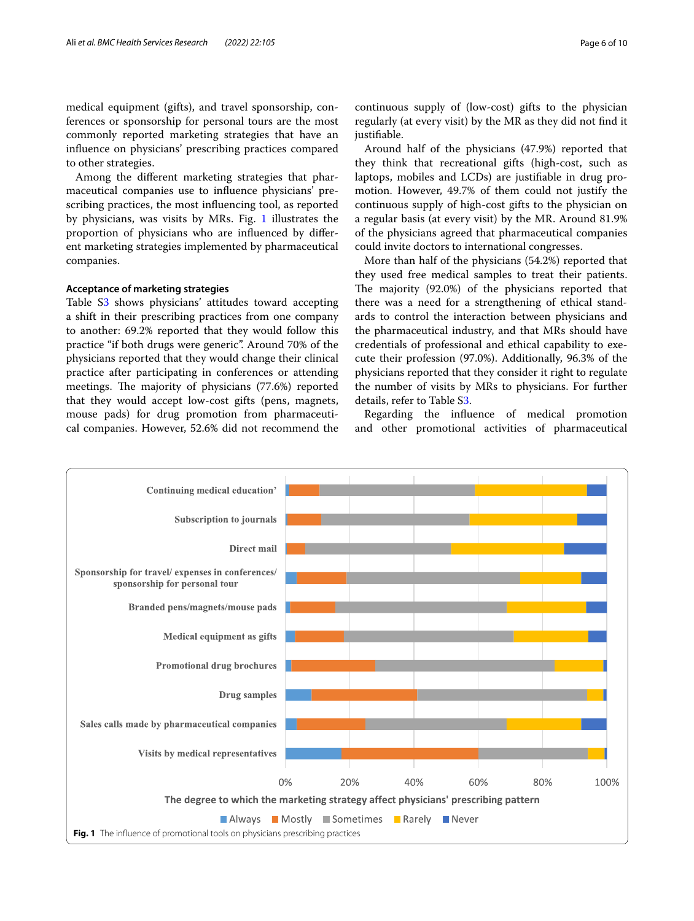medical equipment (gifts), and travel sponsorship, conferences or sponsorship for personal tours are the most commonly reported marketing strategies that have an influence on physicians' prescribing practices compared to other strategies.

Among the different marketing strategies that pharmaceutical companies use to influence physicians' prescribing practices, the most influencing tool, as reported by physicians, was visits by MRs. Fig. 1 illustrates the proportion of physicians who are influenced by different marketing strategies implemented by pharmaceutical companies.

#### Acceptance of marketing strategies

Table S3 shows physicians' attitudes toward accepting a shift in their prescribing practices from one company to another: 69.2% reported that they would follow this practice "if both drugs were generic". Around 70% of the physicians reported that they would change their clinical practice after participating in conferences or attending meetings. The majority of physicians (77.6%) reported that they would accept low-cost gifts (pens, magnets, mouse pads) for drug promotion from pharmaceutical companies. However, 52.6% did not recommend the continuous supply of (low-cost) gifts to the physician regularly (at every visit) by the MR as they did not find it justifiable.

Around half of the physicians (47.9%) reported that they think that recreational gifts (high-cost, such as laptops, mobiles and LCDs) are justifiable in drug promotion. However, 49.7% of them could not justify the continuous supply of high-cost gifts to the physician on a regular basis (at every visit) by the MR. Around 81.9% of the physicians agreed that pharmaceutical companies could invite doctors to international congresses.

More than half of the physicians (54.2%) reported that they used free medical samples to treat their patients. The majority (92.0%) of the physicians reported that there was a need for a strengthening of ethical standards to control the interaction between physicians and the pharmaceutical industry, and that MRs should have credentials of professional and ethical capability to execute their profession (97.0%). Additionally, 96.3% of the physicians reported that they consider it right to regulate the number of visits by MRs to physicians. For further details, refer to Table S3.

Regarding the influence of medical promotion and other promotional activities of pharmaceutical

**Fig. 1** The influence of promotional tools on physicians prescribing practices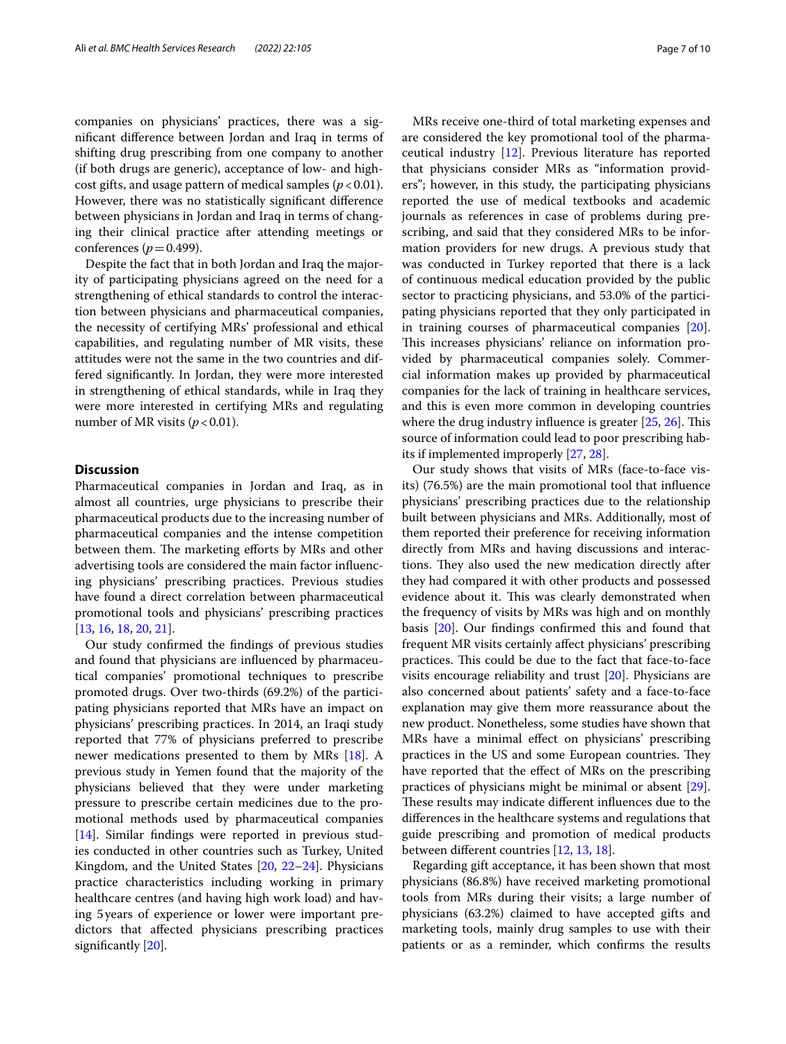companies on physicians' practices, there was a significant difference between Jordan and Iraq in terms of shifting drug prescribing from one company to another (if both drugs are generic), acceptance of low- and high-cost gifts, and usage pattern of medical samples ($p<0.01$). However, there was no statistically significant difference between physicians in Jordan and Iraq in terms of changing their clinical practice after attending meetings or conferences ($p=0.499$).

Despite the fact that in both Jordan and Iraq the majority of participating physicians agreed on the need for a strengthening of ethical standards to control the interaction between physicians and pharmaceutical companies, the necessity of certifying MRs' professional and ethical capabilities, and regulating number of MR visits, these attitudes were not the same in the two countries and differed significantly. In Jordan, they were more interested in strengthening of ethical standards, while in Iraq they were more interested in certifying MRs and regulating number of MR visits ($p<0.01$).

## Discussion

Pharmaceutical companies in Jordan and Iraq, as in almost all countries, urge physicians to prescribe their pharmaceutical products due to the increasing number of pharmaceutical companies and the intense competition between them. The marketing efforts by MRs and other advertising tools are considered the main factor influencing physicians' prescribing practices. Previous studies have found a direct correlation between pharmaceutical promotional tools and physicians' prescribing practices [13, 16, 18, 20, 21].

Our study confirmed the findings of previous studies and found that physicians are influenced by pharmaceutical companies' promotional techniques to prescribe promoted drugs. Over two-thirds (69.2%) of the participating physicians reported that MRs have an impact on physicians' prescribing practices. In 2014, an Iraqi study reported that 77% of physicians preferred to prescribe newer medications presented to them by MRs [18]. A previous study in Yemen found that the majority of the physicians believed that they were under marketing pressure to prescribe certain medicines due to the promotional methods used by pharmaceutical companies [14]. Similar findings were reported in previous studies conducted in other countries such as Turkey, United Kingdom, and the United States [20, 22–24]. Physicians practice characteristics including working in primary healthcare centres (and having high work load) and having 5 years of experience or lower were important predictors that affected physicians prescribing practices significantly [20].

MRs receive one-third of total marketing expenses and are considered the key promotional tool of the pharmaceutical industry [12]. Previous literature has reported that physicians consider MRs as "information providers"; however, in this study, the participating physicians reported the use of medical textbooks and academic journals as references in case of problems during prescribing, and said that they considered MRs to be information providers for new drugs. A previous study that was conducted in Turkey reported that there is a lack of continuous medical education provided by the public sector to practicing physicians, and 53.0% of the participating physicians reported that they only participated in in training courses of pharmaceutical companies [20]. This increases physicians' reliance on information provided by pharmaceutical companies solely. Commercial information makes up provided by pharmaceutical companies for the lack of training in healthcare services, and this is even more common in developing countries where the drug industry influence is greater [25, 26]. This source of information could lead to poor prescribing habits if implemented improperly [27, 28].

Our study shows that visits of MRs (face-to-face visits) (76.5%) are the main promotional tool that influence physicians' prescribing practices due to the relationship built between physicians and MRs. Additionally, most of them reported their preference for receiving information directly from MRs and having discussions and interactions. They also used the new medication directly after they had compared it with other products and possessed evidence about it. This was clearly demonstrated when the frequency of visits by MRs was high and on monthly basis [20]. Our findings confirmed this and found that frequent MR visits certainly affect physicians' prescribing practices. This could be due to the fact that face-to-face visits encourage reliability and trust [20]. Physicians are also concerned about patients' safety and a face-to-face explanation may give them more reassurance about the new product. Nonetheless, some studies have shown that MRs have a minimal effect on physicians' prescribing practices in the US and some European countries. They have reported that the effect of MRs on the prescribing practices of physicians might be minimal or absent [29]. These results may indicate different influences due to the differences in the healthcare systems and regulations that guide prescribing and promotion of medical products between different countries [12, 13, 18].

Regarding gift acceptance, it has been shown that most physicians (86.8%) have received marketing promotional tools from MRs during their visits; a large number of physicians (63.2%) claimed to have accepted gifts and marketing tools, mainly drug samples to use with their patients or as a reminder, which confirms the results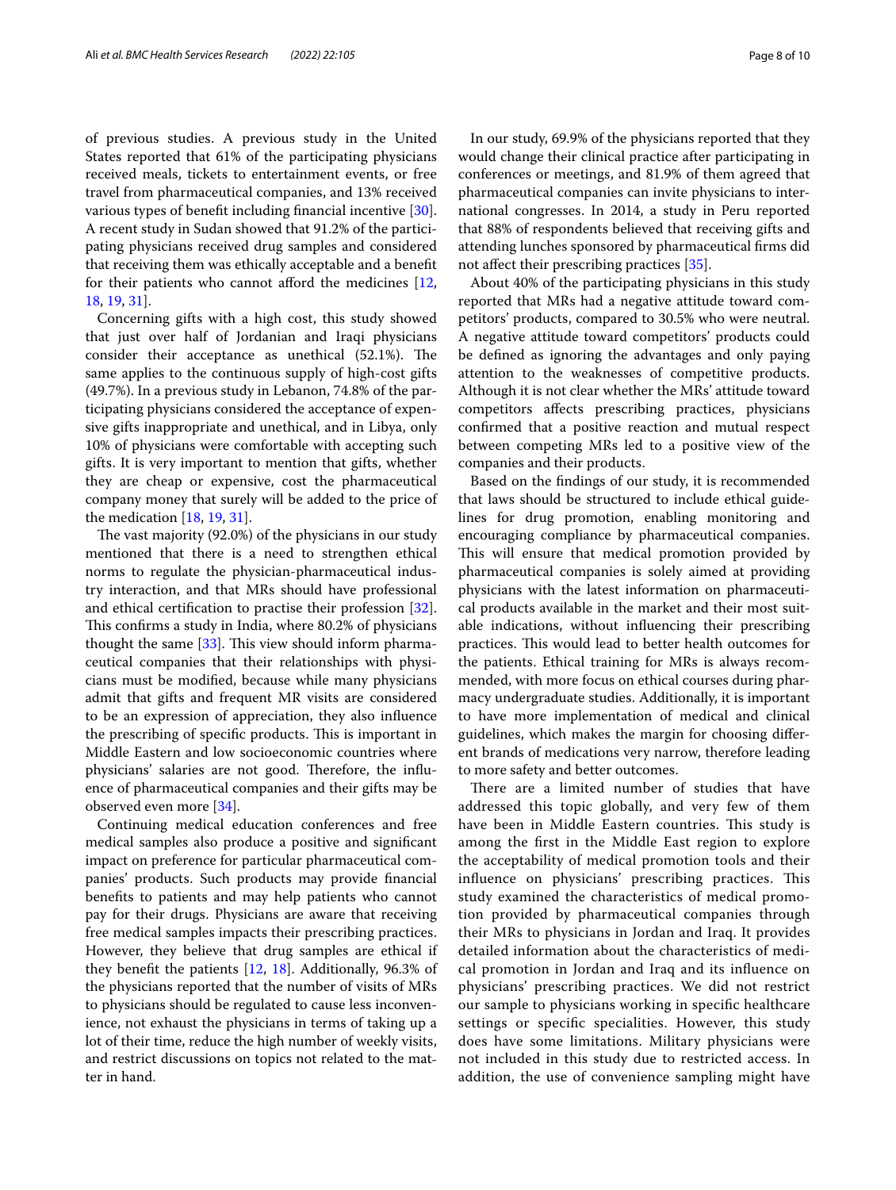of previous studies. A previous study in the United States reported that 61% of the participating physicians received meals, tickets to entertainment events, or free travel from pharmaceutical companies, and 13% received various types of benefit including financial incentive [30]. A recent study in Sudan showed that 91.2% of the participating physicians received drug samples and considered that receiving them was ethically acceptable and a benefit for their patients who cannot afford the medicines [12, 18, 19, 31].

Concerning gifts with a high cost, this study showed that just over half of Jordanian and Iraqi physicians consider their acceptance as unethical (52.1%). The same applies to the continuous supply of high-cost gifts (49.7%). In a previous study in Lebanon, 74.8% of the participating physicians considered the acceptance of expensive gifts inappropriate and unethical, and in Libya, only 10% of physicians were comfortable with accepting such gifts. It is very important to mention that gifts, whether they are cheap or expensive, cost the pharmaceutical company money that surely will be added to the price of the medication [18, 19, 31].

The vast majority (92.0%) of the physicians in our study mentioned that there is a need to strengthen ethical norms to regulate the physician-pharmaceutical industry interaction, and that MRs should have professional and ethical certification to practise their profession [32]. This confirms a study in India, where 80.2% of physicians thought the same [33]. This view should inform pharmaceutical companies that their relationships with physicians must be modified, because while many physicians admit that gifts and frequent MR visits are considered to be an expression of appreciation, they also influence the prescribing of specific products. This is important in Middle Eastern and low socioeconomic countries where physicians' salaries are not good. Therefore, the influence of pharmaceutical companies and their gifts may be observed even more [34].

Continuing medical education conferences and free medical samples also produce a positive and significant impact on preference for particular pharmaceutical companies' products. Such products may provide financial benefits to patients and may help patients who cannot pay for their drugs. Physicians are aware that receiving free medical samples impacts their prescribing practices. However, they believe that drug samples are ethical if they benefit the patients [12, 18]. Additionally, 96.3% of the physicians reported that the number of visits of MRs to physicians should be regulated to cause less inconvenience, not exhaust the physicians in terms of taking up a lot of their time, reduce the high number of weekly visits, and restrict discussions on topics not related to the matter in hand.

In our study, 69.9% of the physicians reported that they would change their clinical practice after participating in conferences or meetings, and 81.9% of them agreed that pharmaceutical companies can invite physicians to international congresses. In 2014, a study in Peru reported that 88% of respondents believed that receiving gifts and attending lunches sponsored by pharmaceutical firms did not affect their prescribing practices [35].

About 40% of the participating physicians in this study reported that MRs had a negative attitude toward competitors' products, compared to 30.5% who were neutral. A negative attitude toward competitors' products could be defined as ignoring the advantages and only paying attention to the weaknesses of competitive products. Although it is not clear whether the MRs' attitude toward competitors affects prescribing practices, physicians confirmed that a positive reaction and mutual respect between competing MRs led to a positive view of the companies and their products.

Based on the findings of our study, it is recommended that laws should be structured to include ethical guidelines for drug promotion, enabling monitoring and encouraging compliance by pharmaceutical companies. This will ensure that medical promotion provided by pharmaceutical companies is solely aimed at providing physicians with the latest information on pharmaceutical products available in the market and their most suitable indications, without influencing their prescribing practices. This would lead to better health outcomes for the patients. Ethical training for MRs is always recommended, with more focus on ethical courses during pharmacy undergraduate studies. Additionally, it is important to have more implementation of medical and clinical guidelines, which makes the margin for choosing different brands of medications very narrow, therefore leading to more safety and better outcomes.

There are a limited number of studies that have addressed this topic globally, and very few of them have been in Middle Eastern countries. This study is among the first in the Middle East region to explore the acceptability of medical promotion tools and their influence on physicians' prescribing practices. This study examined the characteristics of medical promotion provided by pharmaceutical companies through their MRs to physicians in Jordan and Iraq. It provides detailed information about the characteristics of medical promotion in Jordan and Iraq and its influence on physicians' prescribing practices. We did not restrict our sample to physicians working in specific healthcare settings or specific specialities. However, this study does have some limitations. Military physicians were not included in this study due to restricted access. In addition, the use of convenience sampling might have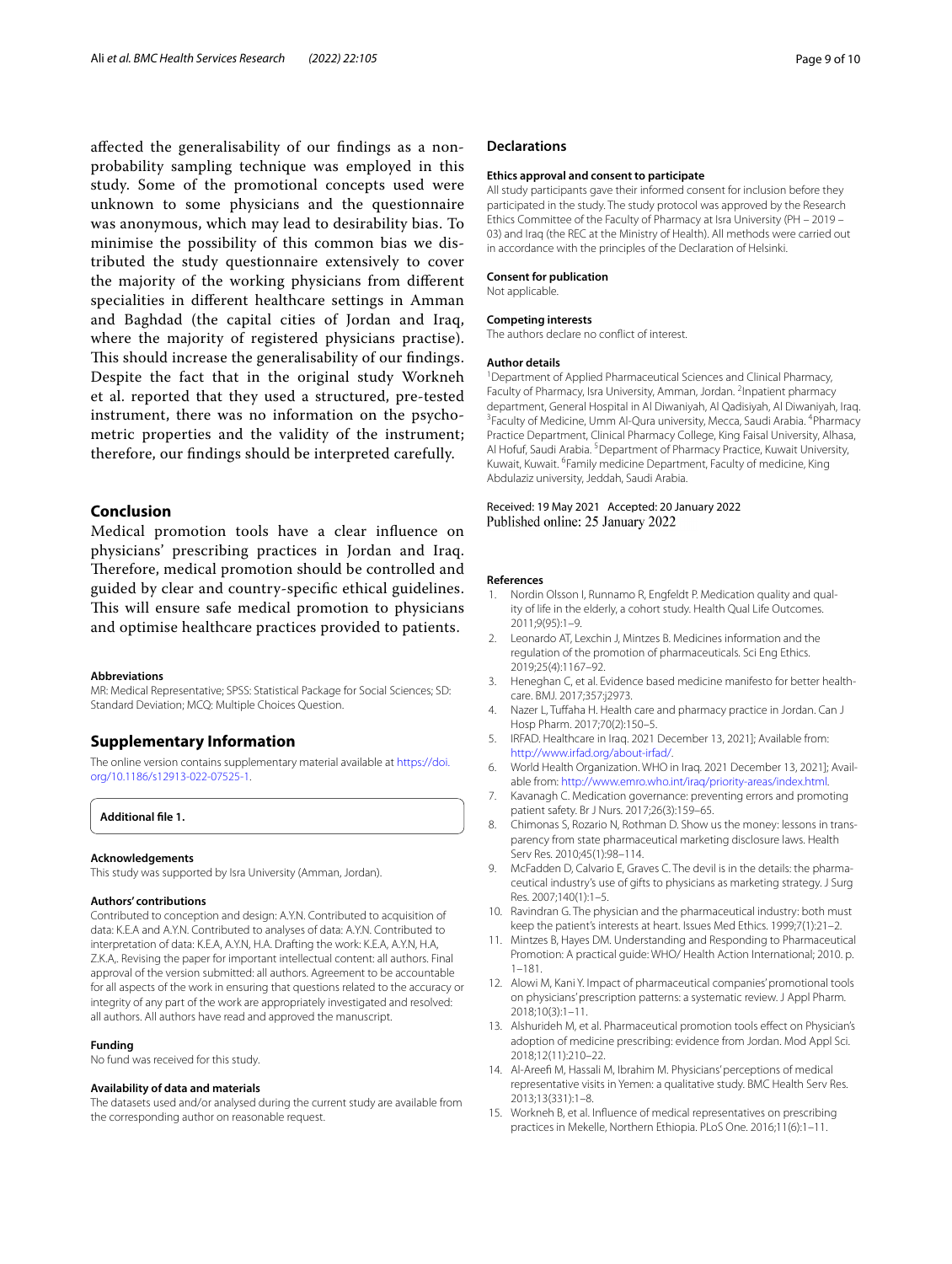affected the generalisability of our findings as a non-probability sampling technique was employed in this study. Some of the promotional concepts used were unknown to some physicians and the questionnaire was anonymous, which may lead to desirability bias. To minimise the possibility of this common bias we distributed the study questionnaire extensively to cover the majority of the working physicians from different specialities in different healthcare settings in Amman and Baghdad (the capital cities of Jordan and Iraq, where the majority of registered physicians practise). This should increase the generalisability of our findings. Despite the fact that in the original study Workneh et al. reported that they used a structured, pre-tested instrument, there was no information on the psychometric properties and the validity of the instrument; therefore, our findings should be interpreted carefully.

## Conclusion

Medical promotion tools have a clear influence on physicians' prescribing practices in Jordan and Iraq. Therefore, medical promotion should be controlled and guided by clear and country-specific ethical guidelines. This will ensure safe medical promotion to physicians and optimise healthcare practices provided to patients.

#### Abbreviations

MR: Medical Representative; SPSS: Statistical Package for Social Sciences; SD: Standard Deviation; MCQ: Multiple Choices Question.

## Supplementary Information

The online version contains supplementary material available at https://doi.org/10.1186/s12913-022-07525-1.

**Additional file 1.**

#### Acknowledgements

This study was supported by Isra University (Amman, Jordan).

#### Authors' contributions

Contributed to conception and design: A.Y.N. Contributed to acquisition of data: K.E.A and A.Y.N. Contributed to analyses of data: A.Y.N. Contributed to interpretation of data: K.E.A, A.Y.N, H.A. Drafting the work: K.E.A, A.Y.N, H.A, Z.K.A,. Revising the paper for important intellectual content: all authors. Final approval of the version submitted: all authors. Agreement to be accountable for all aspects of the work in ensuring that questions related to the accuracy or integrity of any part of the work are appropriately investigated and resolved: all authors. All authors have read and approved the manuscript.

#### Funding

No fund was received for this study.

#### Availability of data and materials

The datasets used and/or analysed during the current study are available from the corresponding author on reasonable request.

## Declarations

#### Ethics approval and consent to participate

All study participants gave their informed consent for inclusion before they participated in the study. The study protocol was approved by the Research Ethics Committee of the Faculty of Pharmacy at Isra University (PH – 2019 – 03) and Iraq (the REC at the Ministry of Health). All methods were carried out in accordance with the principles of the Declaration of Helsinki.

#### Consent for publication

Not applicable.

#### Competing interests

The authors declare no conflict of interest.

#### Author details

[1]Department of Applied Pharmaceutical Sciences and Clinical Pharmacy, Faculty of Pharmacy, Isra University, Amman, Jordan. [2]Inpatient pharmacy department, General Hospital in Al Diwaniyah, Al Qadisiyah, Al Diwaniyah, Iraq. [3]Faculty of Medicine, Umm Al-Qura university, Mecca, Saudi Arabia. [4]Pharmacy Practice Department, Clinical Pharmacy College, King Faisal University, Alhasa, Al Hofuf, Saudi Arabia. [5]Department of Pharmacy Practice, Kuwait University, Kuwait, Kuwait. [6]Family medicine Department, Faculty of medicine, King Abdulaziz university, Jeddah, Saudi Arabia.

Received: 19 May 2021 Accepted: 20 January 2022
Published online: 25 January 2022

#### References

1. Nordin Olsson I, Runnamo R, Engfeldt P. Medication quality and quality of life in the elderly, a cohort study. Health Qual Life Outcomes. 2011;9(95):1–9.
2. Leonardo AT, Lexchin J, Mintzes B. Medicines information and the regulation of the promotion of pharmaceuticals. Sci Eng Ethics. 2019;25(4):1167–92.
3. Heneghan C, et al. Evidence based medicine manifesto for better healthcare. BMJ. 2017;357:j2973.
4. Nazer L, Tuffaha H. Health care and pharmacy practice in Jordan. Can J Hosp Pharm. 2017;70(2):150–5.
5. IRFAD. Healthcare in Iraq. 2021 December 13, 2021]; Available from: http://www.irfad.org/about-irfad/.
6. World Health Organization. WHO in Iraq. 2021 December 13, 2021]; Available from: http://www.emro.who.int/iraq/priority-areas/index.html.
7. Kavanagh C. Medication governance: preventing errors and promoting patient safety. Br J Nurs. 2017;26(3):159–65.
8. Chimonas S, Rozario N, Rothman D. Show us the money: lessons in transparency from state pharmaceutical marketing disclosure laws. Health Serv Res. 2010;45(1):98–114.
9. McFadden D, Calvario E, Graves C. The devil is in the details: the pharmaceutical industry's use of gifts to physicians as marketing strategy. J Surg Res. 2007;140(1):1–5.
10. Ravindran G. The physician and the pharmaceutical industry: both must keep the patient's interests at heart. Issues Med Ethics. 1999;7(1):21–2.
11. Mintzes B, Hayes DM. Understanding and Responding to Pharmaceutical Promotion: A practical guide: WHO/ Health Action International; 2010. p. 1–181.
12. Alowi M, Kani Y. Impact of pharmaceutical companies' promotional tools on physicians' prescription patterns: a systematic review. J Appl Pharm. 2018;10(3):1–11.
13. Alshurideh M, et al. Pharmaceutical promotion tools effect on Physician's adoption of medicine prescribing: evidence from Jordan. Mod Appl Sci. 2018;12(11):210–22.
14. Al-Areefi M, Hassali M, Ibrahim M. Physicians' perceptions of medical representative visits in Yemen: a qualitative study. BMC Health Serv Res. 2013;13(331):1–8.
15. Workneh B, et al. Influence of medical representatives on prescribing practices in Mekelle, Northern Ethiopia. PLoS One. 2016;11(6):1–11.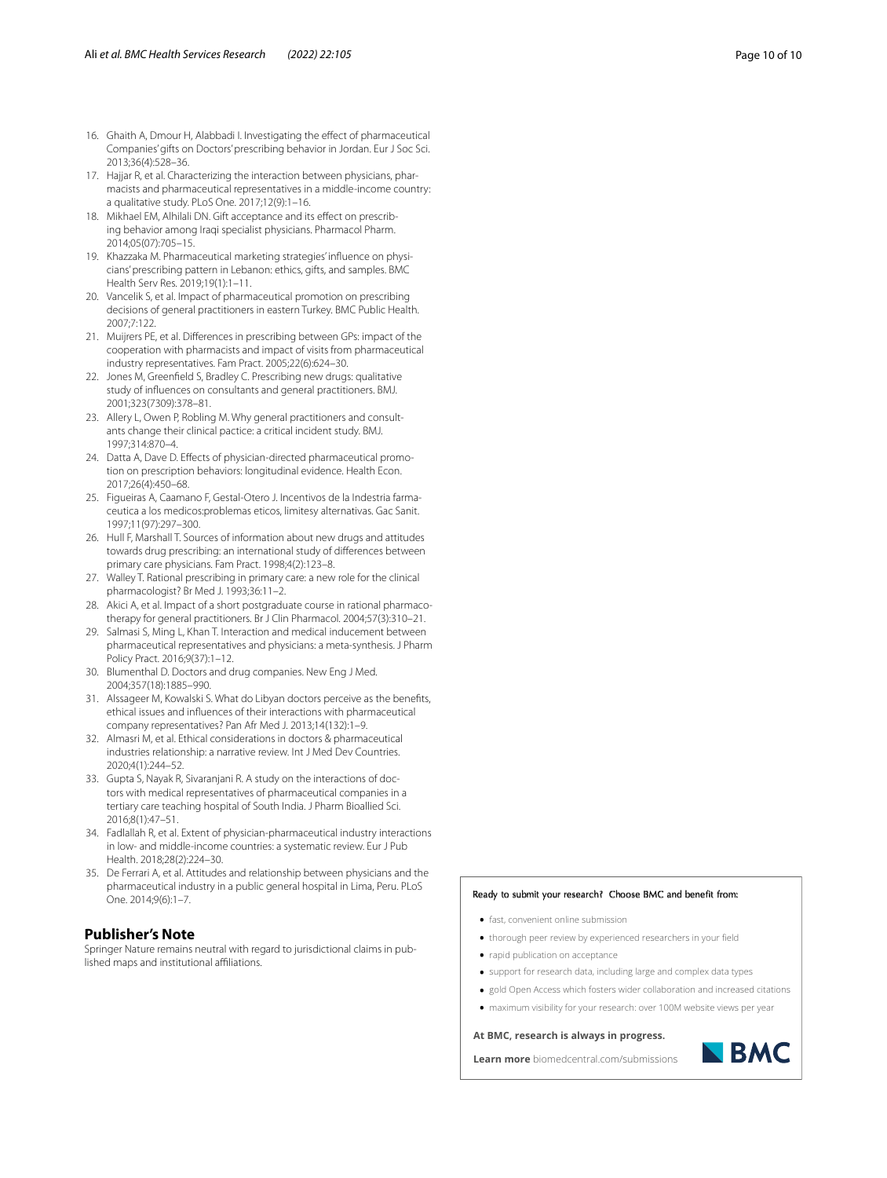16. Ghaith A, Dmour H, Alabbadi I. Investigating the effect of pharmaceutical Companies' gifts on Doctors' prescribing behavior in Jordan. Eur J Soc Sci. 2013;36(4):528–36.
17. Hajjar R, et al. Characterizing the interaction between physicians, pharmacists and pharmaceutical representatives in a middle-income country: a qualitative study. PLoS One. 2017;12(9):1–16.
18. Mikhael EM, Alhilali DN. Gift acceptance and its effect on prescribing behavior among Iraqi specialist physicians. Pharmacol Pharm. 2014;05(07):705–15.
19. Khazzaka M. Pharmaceutical marketing strategies' influence on physicians' prescribing pattern in Lebanon: ethics, gifts, and samples. BMC Health Serv Res. 2019;19(1):1–11.
20. Vancelik S, et al. Impact of pharmaceutical promotion on prescribing decisions of general practitioners in eastern Turkey. BMC Public Health. 2007;7:122.
21. Muijrers PE, et al. Differences in prescribing between GPs: impact of the cooperation with pharmacists and impact of visits from pharmaceutical industry representatives. Fam Pract. 2005;22(6):624–30.
22. Jones M, Greenfield S, Bradley C. Prescribing new drugs: qualitative study of influences on consultants and general practitioners. BMJ. 2001;323(7309):378–81.
23. Allery L, Owen P, Robling M. Why general practitioners and consultants change their clinical pactice: a critical incident study. BMJ. 1997;314:870–4.
24. Datta A, Dave D. Effects of physician-directed pharmaceutical promotion on prescription behaviors: longitudinal evidence. Health Econ. 2017;26(4):450–68.
25. Figueiras A, Caamano F, Gestal-Otero J. Incentivos de la Indestria farmaceutica a los medicos:problemas eticos, limitesy alternativas. Gac Sanit. 1997;11(97):297–300.
26. Hull F, Marshall T. Sources of information about new drugs and attitudes towards drug prescribing: an international study of differences between primary care physicians. Fam Pract. 1998;4(2):123–8.
27. Walley T. Rational prescribing in primary care: a new role for the clinical pharmacologist? Br Med J. 1993;36:11–2.
28. Akici A, et al. Impact of a short postgraduate course in rational pharmacotherapy for general practitioners. Br J Clin Pharmacol. 2004;57(3):310–21.
29. Salmasi S, Ming L, Khan T. Interaction and medical inducement between pharmaceutical representatives and physicians: a meta-synthesis. J Pharm Policy Pract. 2016;9(37):1–12.
30. Blumenthal D. Doctors and drug companies. New Eng J Med. 2004;357(18):1885–990.
31. Alssageer M, Kowalski S. What do Libyan doctors perceive as the benefits, ethical issues and influences of their interactions with pharmaceutical company representatives? Pan Afr Med J. 2013;14(132):1–9.
32. Almasri M, et al. Ethical considerations in doctors & pharmaceutical industries relationship: a narrative review. Int J Med Dev Countries. 2020;4(1):244–52.
33. Gupta S, Nayak R, Sivaranjani R. A study on the interactions of doctors with medical representatives of pharmaceutical companies in a tertiary care teaching hospital of South India. J Pharm Bioallied Sci. 2016;8(1):47–51.
34. Fadlallah R, et al. Extent of physician-pharmaceutical industry interactions in low- and middle-income countries: a systematic review. Eur J Pub Health. 2018;28(2):224–30.
35. De Ferrari A, et al. Attitudes and relationship between physicians and the pharmaceutical industry in a public general hospital in Lima, Peru. PLoS One. 2014;9(6):1–7.

## Publisher's Note

Springer Nature remains neutral with regard to jurisdictional claims in published maps and institutional affiliations.

Ready to submit your research? Choose BMC and benefit from:

- fast, convenient online submission
- thorough peer review by experienced researchers in your field
- rapid publication on acceptance
- support for research data, including large and complex data types
- gold Open Access which fosters wider collaboration and increased citations
- maximum visibility for your research: over 100M website views per year

**At BMC, research is always in progress.**

**Learn more** biomedcentral.com/submissions

BMC